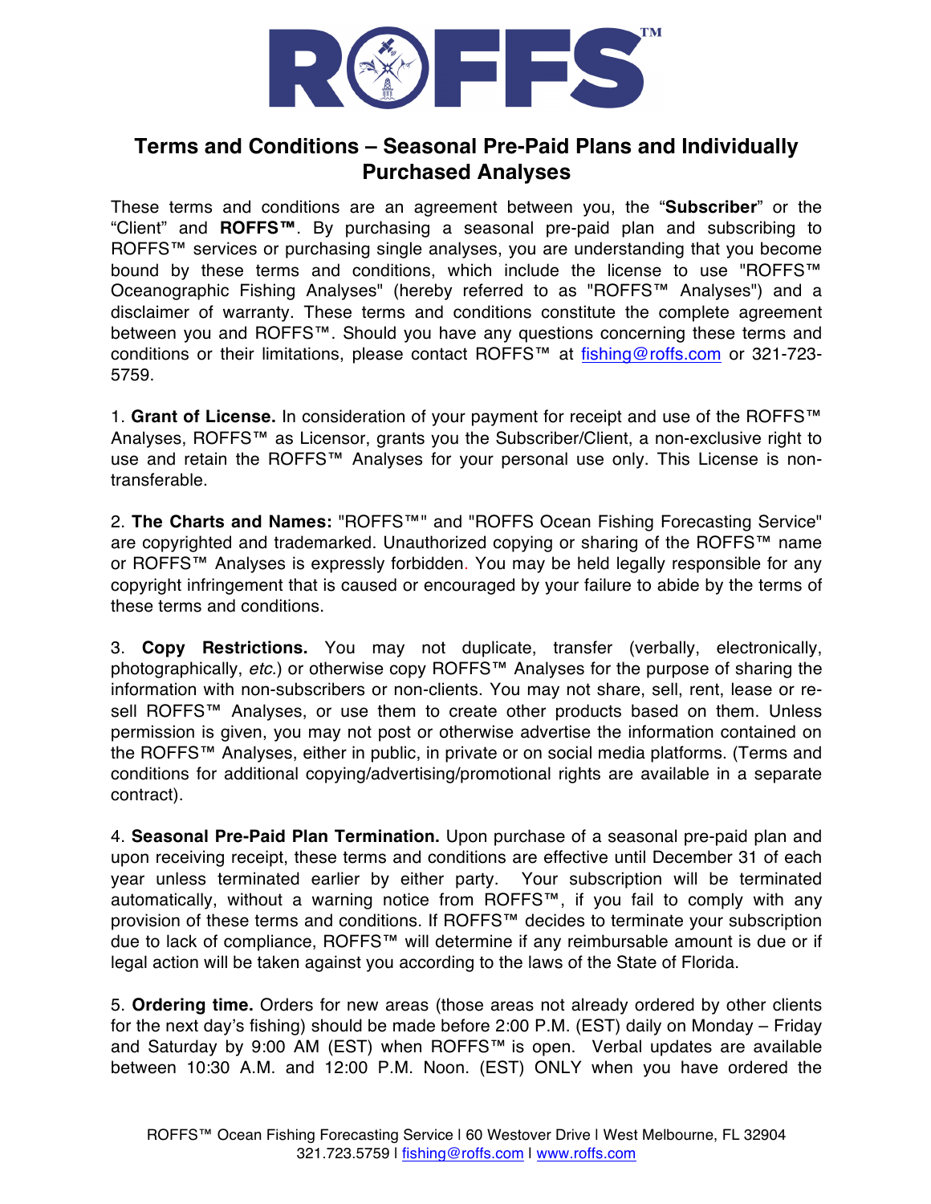# Terms and Conditions – Seasonal Pre-Paid Plans and Individually Purchased Analyses

These terms and conditions are an agreement between you, the "**Subscriber**" or the "Client" and **ROFFS™**. By purchasing a seasonal pre-paid plan and subscribing to ROFFS™ services or purchasing single analyses, you are understanding that you become bound by these terms and conditions, which include the license to use "ROFFS™ Oceanographic Fishing Analyses" (hereby referred to as "ROFFS™ Analyses") and a disclaimer of warranty. These terms and conditions constitute the complete agreement between you and ROFFS™. Should you have any questions concerning these terms and conditions or their limitations, please contact ROFFS™ at fishing@roffs.com or 321-723-5759.

1. **Grant of License.** In consideration of your payment for receipt and use of the ROFFS™ Analyses, ROFFS™ as Licensor, grants you the Subscriber/Client, a non-exclusive right to use and retain the ROFFS™ Analyses for your personal use only. This License is non-transferable.

2. **The Charts and Names:** "ROFFS™" and "ROFFS Ocean Fishing Forecasting Service" are copyrighted and trademarked. Unauthorized copying or sharing of the ROFFS™ name or ROFFS™ Analyses is expressly forbidden. You may be held legally responsible for any copyright infringement that is caused or encouraged by your failure to abide by the terms of these terms and conditions.

3. **Copy Restrictions.** You may not duplicate, transfer (verbally, electronically, photographically, *etc.*) or otherwise copy ROFFS™ Analyses for the purpose of sharing the information with non-subscribers or non-clients. You may not share, sell, rent, lease or re-sell ROFFS™ Analyses, or use them to create other products based on them. Unless permission is given, you may not post or otherwise advertise the information contained on the ROFFS™ Analyses, either in public, in private or on social media platforms. (Terms and conditions for additional copying/advertising/promotional rights are available in a separate contract).

4. **Seasonal Pre-Paid Plan Termination.** Upon purchase of a seasonal pre-paid plan and upon receiving receipt, these terms and conditions are effective until December 31 of each year unless terminated earlier by either party. Your subscription will be terminated automatically, without a warning notice from ROFFS™, if you fail to comply with any provision of these terms and conditions. If ROFFS™ decides to terminate your subscription due to lack of compliance, ROFFS™ will determine if any reimbursable amount is due or if legal action will be taken against you according to the laws of the State of Florida.

5. **Ordering time.** Orders for new areas (those areas not already ordered by other clients for the next day's fishing) should be made before 2:00 P.M. (EST) daily on Monday – Friday and Saturday by 9:00 AM (EST) when ROFFS™ is open. Verbal updates are available between 10:30 A.M. and 12:00 P.M. Noon. (EST) ONLY when you have ordered the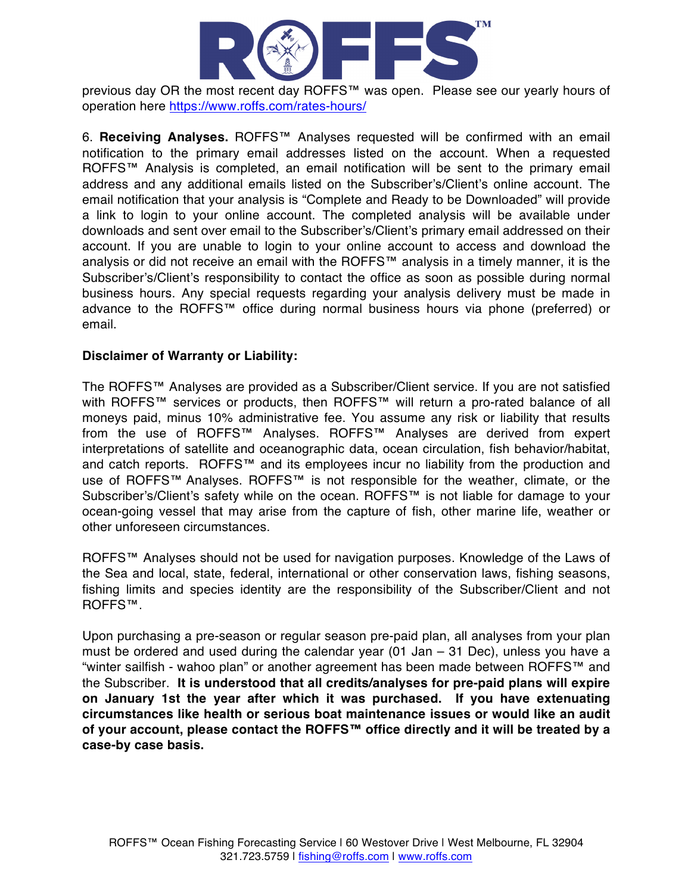previous day OR the most recent day ROFFS™ was open. Please see our yearly hours of operation here https://www.roffs.com/rates-hours/

6. **Receiving Analyses.** ROFFS™ Analyses requested will be confirmed with an email notification to the primary email addresses listed on the account. When a requested ROFFS™ Analysis is completed, an email notification will be sent to the primary email address and any additional emails listed on the Subscriber's/Client's online account. The email notification that your analysis is "Complete and Ready to be Downloaded" will provide a link to login to your online account. The completed analysis will be available under downloads and sent over email to the Subscriber's/Client's primary email addressed on their account. If you are unable to login to your online account to access and download the analysis or did not receive an email with the ROFFS™ analysis in a timely manner, it is the Subscriber's/Client's responsibility to contact the office as soon as possible during normal business hours. Any special requests regarding your analysis delivery must be made in advance to the ROFFS™ office during normal business hours via phone (preferred) or email.

**Disclaimer of Warranty or Liability:**

The ROFFS™ Analyses are provided as a Subscriber/Client service. If you are not satisfied with ROFFS™ services or products, then ROFFS™ will return a pro-rated balance of all moneys paid, minus 10% administrative fee. You assume any risk or liability that results from the use of ROFFS™ Analyses. ROFFS™ Analyses are derived from expert interpretations of satellite and oceanographic data, ocean circulation, fish behavior/habitat, and catch reports. ROFFS™ and its employees incur no liability from the production and use of ROFFS™ Analyses. ROFFS™ is not responsible for the weather, climate, or the Subscriber's/Client's safety while on the ocean. ROFFS™ is not liable for damage to your ocean-going vessel that may arise from the capture of fish, other marine life, weather or other unforeseen circumstances.

ROFFS™ Analyses should not be used for navigation purposes. Knowledge of the Laws of the Sea and local, state, federal, international or other conservation laws, fishing seasons, fishing limits and species identity are the responsibility of the Subscriber/Client and not ROFFS™.

Upon purchasing a pre-season or regular season pre-paid plan, all analyses from your plan must be ordered and used during the calendar year (01 Jan – 31 Dec), unless you have a "winter sailfish - wahoo plan" or another agreement has been made between ROFFS™ and the Subscriber. **It is understood that all credits/analyses for pre-paid plans will expire on January 1st the year after which it was purchased. If you have extenuating circumstances like health or serious boat maintenance issues or would like an audit of your account, please contact the ROFFS™ office directly and it will be treated by a case-by case basis.**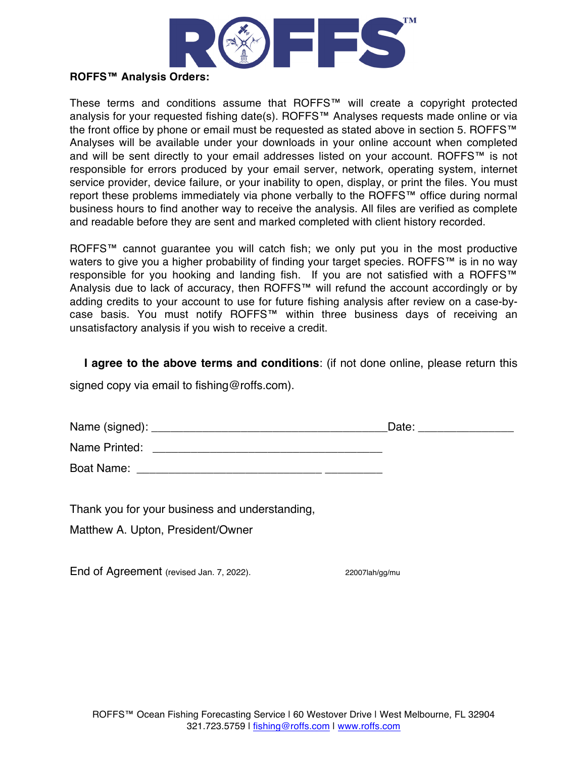**ROFFS™ Analysis Orders:**

These terms and conditions assume that ROFFS™ will create a copyright protected analysis for your requested fishing date(s). ROFFS™ Analyses requests made online or via the front office by phone or email must be requested as stated above in section 5. ROFFS™ Analyses will be available under your downloads in your online account when completed and will be sent directly to your email addresses listed on your account. ROFFS™ is not responsible for errors produced by your email server, network, operating system, internet service provider, device failure, or your inability to open, display, or print the files. You must report these problems immediately via phone verbally to the ROFFS™ office during normal business hours to find another way to receive the analysis. All files are verified as complete and readable before they are sent and marked completed with client history recorded.

ROFFS™ cannot guarantee you will catch fish; we only put you in the most productive waters to give you a higher probability of finding your target species. ROFFS™ is in no way responsible for you hooking and landing fish. If you are not satisfied with a ROFFS™ Analysis due to lack of accuracy, then ROFFS™ will refund the account accordingly or by adding credits to your account to use for future fishing analysis after review on a case-by-case basis. You must notify ROFFS™ within three business days of receiving an unsatisfactory analysis if you wish to receive a credit.

**I agree to the above terms and conditions**: (if not done online, please return this signed copy via email to fishing@roffs.com).

Name (signed): _____________________________________Date: _______________

Name Printed: ____________________________________

Boat Name: _____________________________ _________

Thank you for your business and understanding,

Matthew A. Upton, President/Owner

End of Agreement (revised Jan. 7, 2022). 22007lah/gg/mu

ROFFS™ Ocean Fishing Forecasting Service | 60 Westover Drive | West Melbourne, FL 32904
321.723.5759 | fishing@roffs.com | www.roffs.com